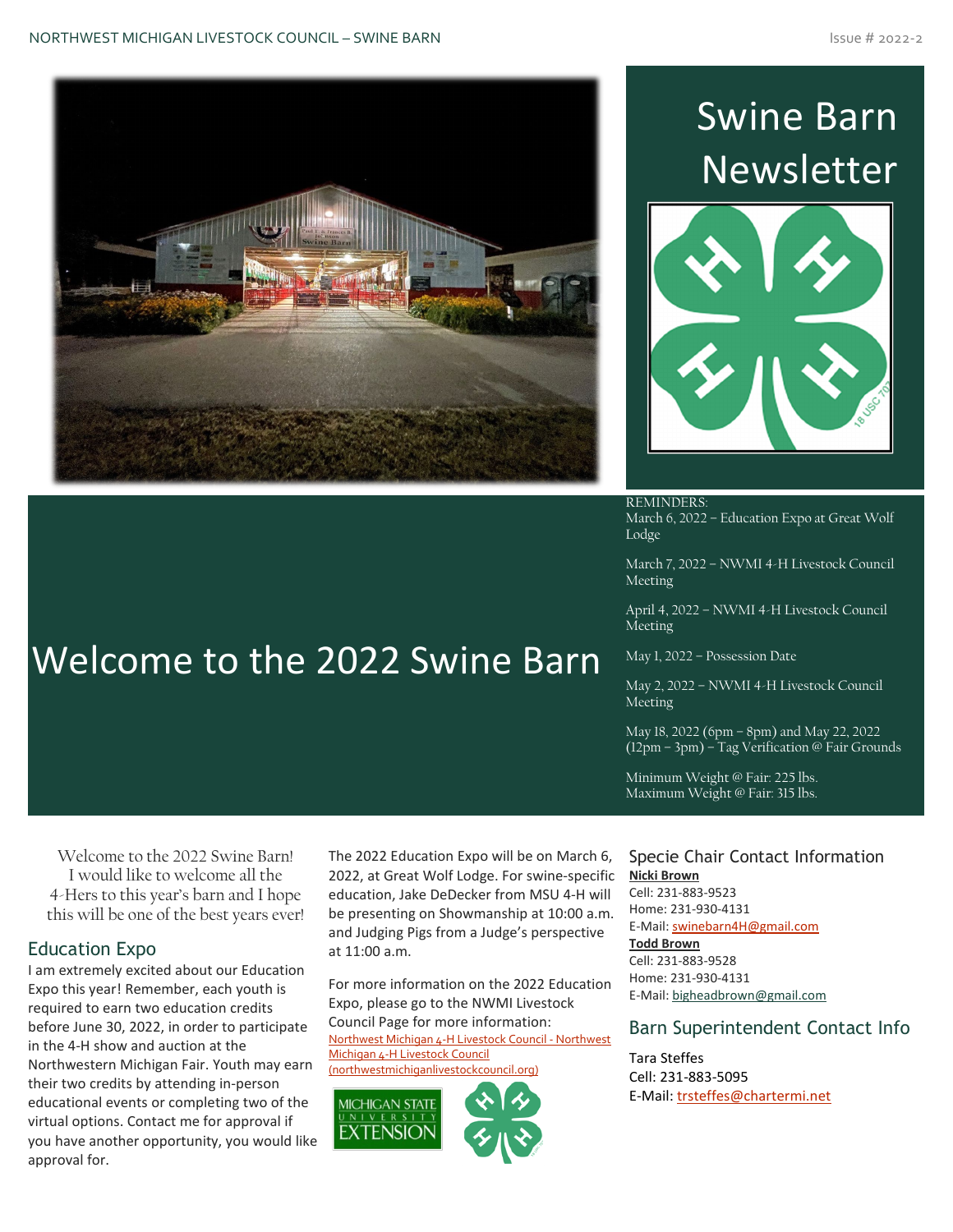# Swine Barn Newsletter

# Welcome to the 2022 Swine Barn

REMINDERS:

March 6, 2022 – Education Expo at Great Wolf Lodge

March 7, 2022 – NWMI 4-H Livestock Council Meeting

April 4, 2022 – NWMI 4-H Livestock Council Meeting

May 1, 2022 – Possession Date

May 2, 2022 – NWMI 4-H Livestock Council Meeting

May 18, 2022 (6pm – 8pm) and May 22, 2022 (12pm – 3pm) – Tag Verification @ Fair Grounds

Minimum Weight @ Fair: 225 lbs.
Maximum Weight @ Fair: 315 lbs.

Welcome to the 2022 Swine Barn! I would like to welcome all the 4-Hers to this year's barn and I hope this will be one of the best years ever!

## Education Expo

I am extremely excited about our Education Expo this year! Remember, each youth is required to earn two education credits before June 30, 2022, in order to participate in the 4-H show and auction at the Northwestern Michigan Fair. Youth may earn their two credits by attending in-person educational events or completing two of the virtual options. Contact me for approval if you have another opportunity, you would like approval for.

The 2022 Education Expo will be on March 6, 2022, at Great Wolf Lodge. For swine-specific education, Jake DeDecker from MSU 4-H will be presenting on Showmanship at 10:00 a.m. and Judging Pigs from a Judge's perspective at 11:00 a.m.

For more information on the 2022 Education Expo, please go to the NWMI Livestock Council Page for more information: Northwest Michigan 4-H Livestock Council - Northwest Michigan 4-H Livestock Council (northwestmichiganlivestockcouncil.org)

## Specie Chair Contact Information

**Nicki Brown**
Cell: 231-883-9523
Home: 231-930-4131
E-Mail: swinebarn4H@gmail.com

**Todd Brown**
Cell: 231-883-9528
Home: 231-930-4131
E-Mail: bigheadbrown@gmail.com

## Barn Superintendent Contact Info

Tara Steffes
Cell: 231-883-5095
E-Mail: trsteffes@chartermi.net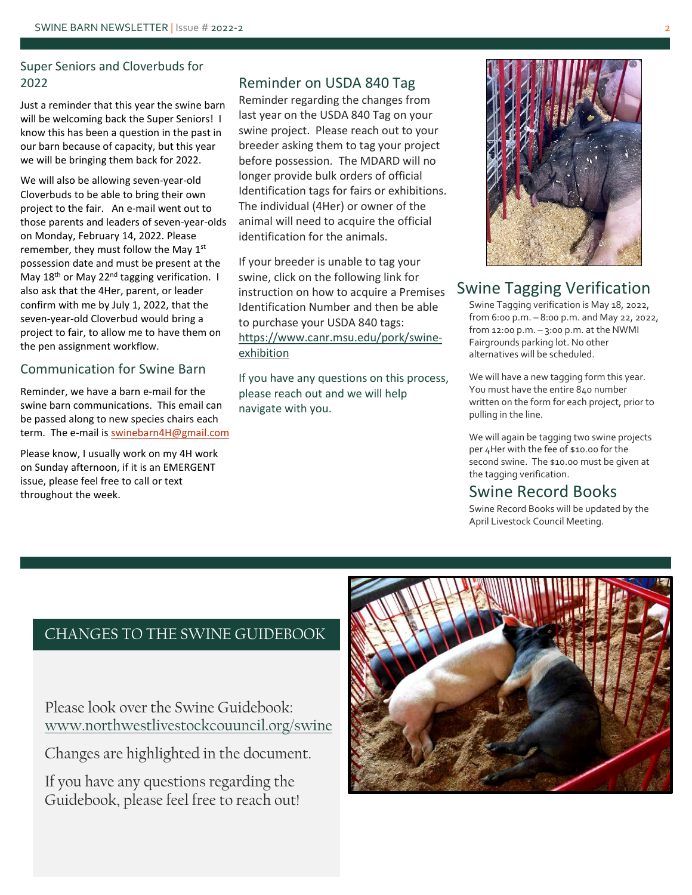## Super Seniors and Cloverbuds for 2022

Just a reminder that this year the swine barn will be welcoming back the Super Seniors! I know this has been a question in the past in our barn because of capacity, but this year we will be bringing them back for 2022.

We will also be allowing seven-year-old Cloverbuds to be able to bring their own project to the fair. An e-mail went out to those parents and leaders of seven-year-olds on Monday, February 14, 2022. Please remember, they must follow the May 1st possession date and must be present at the May 18th or May 22nd tagging verification. I also ask that the 4Her, parent, or leader confirm with me by July 1, 2022, that the seven-year-old Cloverbud would bring a project to fair, to allow me to have them on the pen assignment workflow.

## Communication for Swine Barn

Reminder, we have a barn e-mail for the swine barn communications. This email can be passed along to new species chairs each term. The e-mail is swinebarn4H@gmail.com

Please know, I usually work on my 4H work on Sunday afternoon, if it is an EMERGENT issue, please feel free to call or text throughout the week.

## Reminder on USDA 840 Tag

Reminder regarding the changes from last year on the USDA 840 Tag on your swine project. Please reach out to your breeder asking them to tag your project before possession. The MDARD will no longer provide bulk orders of official Identification tags for fairs or exhibitions. The individual (4Her) or owner of the animal will need to acquire the official identification for the animals.

If your breeder is unable to tag your swine, click on the following link for instruction on how to acquire a Premises Identification Number and then be able to purchase your USDA 840 tags: https://www.canr.msu.edu/pork/swine-exhibition

If you have any questions on this process, please reach out and we will help navigate with you.

## Swine Tagging Verification

Swine Tagging verification is May 18, 2022, from 6:00 p.m. – 8:00 p.m. and May 22, 2022, from 12:00 p.m. – 3:00 p.m. at the NWMI Fairgrounds parking lot. No other alternatives will be scheduled.

We will have a new tagging form this year. You must have the entire 840 number written on the form for each project, prior to pulling in the line.

We will again be tagging two swine projects per 4Her with the fee of $10.00 for the second swine. The $10.00 must be given at the tagging verification.

## Swine Record Books

Swine Record Books will be updated by the April Livestock Council Meeting.

## CHANGES TO THE SWINE GUIDEBOOK

Please look over the Swine Guidebook: www.northwestlivestockcouuncil.org/swine

Changes are highlighted in the document.

If you have any questions regarding the Guidebook, please feel free to reach out!